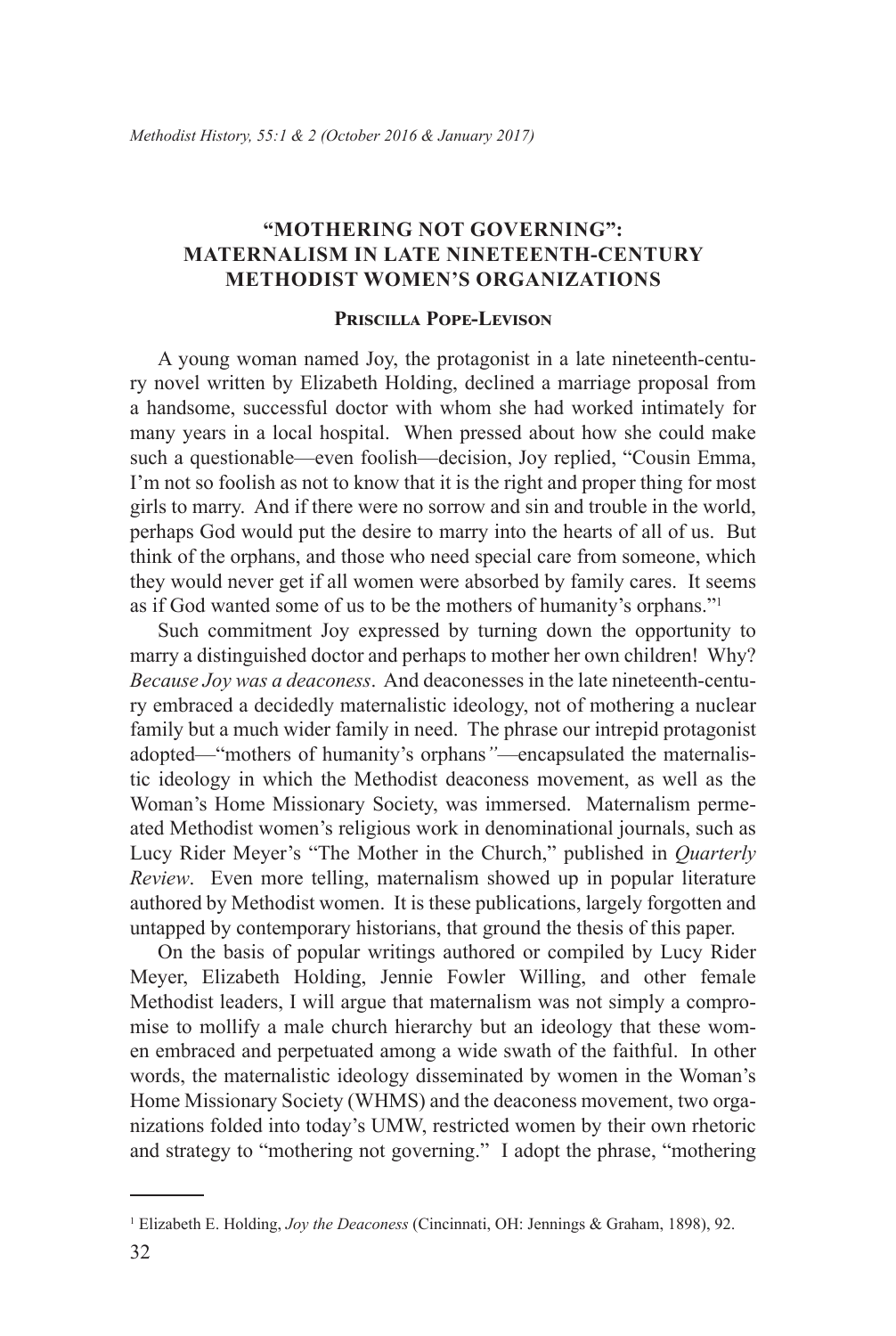# "MOTHERING NOT GOVERNING": MATERNALISM IN LATE NINETEENTH-CENTURY METHODIST WOMEN'S ORGANIZATIONS

### Priscilla Pope-Levison

A young woman named Joy, the protagonist in a late nineteenth-century novel written by Elizabeth Holding, declined a marriage proposal from a handsome, successful doctor with whom she had worked intimately for many years in a local hospital. When pressed about how she could make such a questionable—even foolish—decision, Joy replied, "Cousin Emma, I'm not so foolish as not to know that it is the right and proper thing for most girls to marry. And if there were no sorrow and sin and trouble in the world, perhaps God would put the desire to marry into the hearts of all of us. But think of the orphans, and those who need special care from someone, which they would never get if all women were absorbed by family cares. It seems as if God wanted some of us to be the mothers of humanity's orphans."[1]

Such commitment Joy expressed by turning down the opportunity to marry a distinguished doctor and perhaps to mother her own children! Why? *Because Joy was a deaconess*. And deaconesses in the late nineteenth-century embraced a decidedly maternalistic ideology, not of mothering a nuclear family but a much wider family in need. The phrase our intrepid protagonist adopted—"mothers of humanity's orphans"—encapsulated the maternalistic ideology in which the Methodist deaconess movement, as well as the Woman's Home Missionary Society, was immersed. Maternalism permeated Methodist women's religious work in denominational journals, such as Lucy Rider Meyer's "The Mother in the Church," published in *Quarterly Review*. Even more telling, maternalism showed up in popular literature authored by Methodist women. It is these publications, largely forgotten and untapped by contemporary historians, that ground the thesis of this paper.

On the basis of popular writings authored or compiled by Lucy Rider Meyer, Elizabeth Holding, Jennie Fowler Willing, and other female Methodist leaders, I will argue that maternalism was not simply a compromise to mollify a male church hierarchy but an ideology that these women embraced and perpetuated among a wide swath of the faithful. In other words, the maternalistic ideology disseminated by women in the Woman's Home Missionary Society (WHMS) and the deaconess movement, two organizations folded into today's UMW, restricted women by their own rhetoric and strategy to "mothering not governing." I adopt the phrase, "mothering

---

[1] Elizabeth E. Holding, *Joy the Deaconess* (Cincinnati, OH: Jennings & Graham, 1898), 92.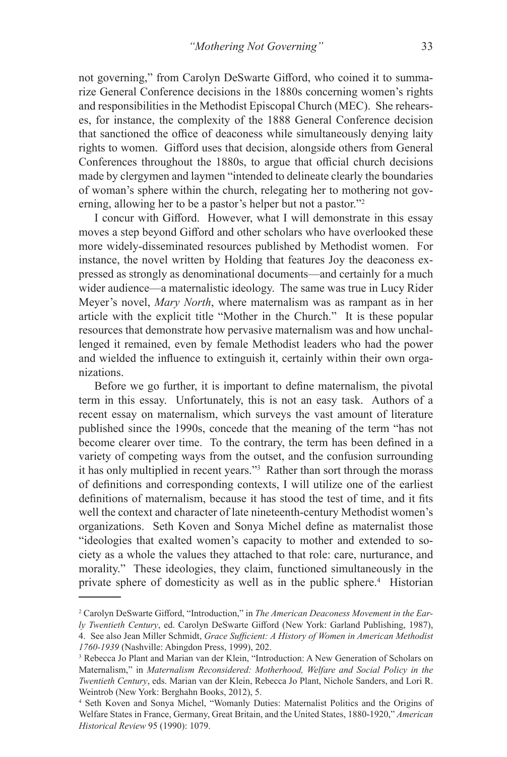not governing," from Carolyn DeSwarte Gifford, who coined it to summarize General Conference decisions in the 1880s concerning women's rights and responsibilities in the Methodist Episcopal Church (MEC). She rehearses, for instance, the complexity of the 1888 General Conference decision that sanctioned the office of deaconess while simultaneously denying laity rights to women. Gifford uses that decision, alongside others from General Conferences throughout the 1880s, to argue that official church decisions made by clergymen and laymen "intended to delineate clearly the boundaries of woman's sphere within the church, relegating her to mothering not governing, allowing her to be a pastor's helper but not a pastor."[2]

I concur with Gifford. However, what I will demonstrate in this essay moves a step beyond Gifford and other scholars who have overlooked these more widely-disseminated resources published by Methodist women. For instance, the novel written by Holding that features Joy the deaconess expressed as strongly as denominational documents—and certainly for a much wider audience—a maternalistic ideology. The same was true in Lucy Rider Meyer's novel, *Mary North*, where maternalism was as rampant as in her article with the explicit title "Mother in the Church." It is these popular resources that demonstrate how pervasive maternalism was and how unchallenged it remained, even by female Methodist leaders who had the power and wielded the influence to extinguish it, certainly within their own organizations.

Before we go further, it is important to define maternalism, the pivotal term in this essay. Unfortunately, this is not an easy task. Authors of a recent essay on maternalism, which surveys the vast amount of literature published since the 1990s, concede that the meaning of the term "has not become clearer over time. To the contrary, the term has been defined in a variety of competing ways from the outset, and the confusion surrounding it has only multiplied in recent years."[3] Rather than sort through the morass of definitions and corresponding contexts, I will utilize one of the earliest definitions of maternalism, because it has stood the test of time, and it fits well the context and character of late nineteenth-century Methodist women's organizations. Seth Koven and Sonya Michel define as maternalist those "ideologies that exalted women's capacity to mother and extended to society as a whole the values they attached to that role: care, nurturance, and morality." These ideologies, they claim, functioned simultaneously in the private sphere of domesticity as well as in the public sphere.[4] Historian

---

[2] Carolyn DeSwarte Gifford, "Introduction," in *The American Deaconess Movement in the Early Twentieth Century*, ed. Carolyn DeSwarte Gifford (New York: Garland Publishing, 1987), 4. See also Jean Miller Schmidt, *Grace Sufficient: A History of Women in American Methodist 1760-1939* (Nashville: Abingdon Press, 1999), 202.

[3] Rebecca Jo Plant and Marian van der Klein, "Introduction: A New Generation of Scholars on Maternalism," in *Maternalism Reconsidered: Motherhood, Welfare and Social Policy in the Twentieth Century*, eds. Marian van der Klein, Rebecca Jo Plant, Nichole Sanders, and Lori R. Weintrob (New York: Berghahn Books, 2012), 5.

[4] Seth Koven and Sonya Michel, "Womanly Duties: Maternalist Politics and the Origins of Welfare States in France, Germany, Great Britain, and the United States, 1880-1920," *American Historical Review* 95 (1990): 1079.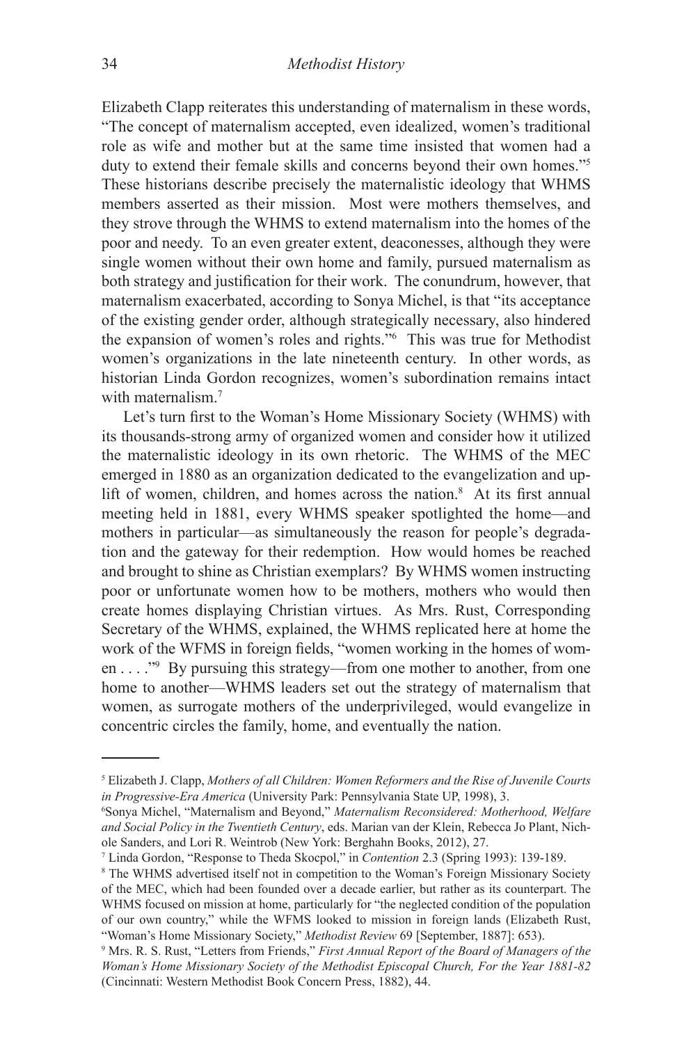Elizabeth Clapp reiterates this understanding of maternalism in these words, "The concept of maternalism accepted, even idealized, women's traditional role as wife and mother but at the same time insisted that women had a duty to extend their female skills and concerns beyond their own homes."[5] These historians describe precisely the maternalistic ideology that WHMS members asserted as their mission. Most were mothers themselves, and they strove through the WHMS to extend maternalism into the homes of the poor and needy. To an even greater extent, deaconesses, although they were single women without their own home and family, pursued maternalism as both strategy and justification for their work. The conundrum, however, that maternalism exacerbated, according to Sonya Michel, is that "its acceptance of the existing gender order, although strategically necessary, also hindered the expansion of women's roles and rights."[6] This was true for Methodist women's organizations in the late nineteenth century. In other words, as historian Linda Gordon recognizes, women's subordination remains intact with maternalism.[7]

Let's turn first to the Woman's Home Missionary Society (WHMS) with its thousands-strong army of organized women and consider how it utilized the maternalistic ideology in its own rhetoric. The WHMS of the MEC emerged in 1880 as an organization dedicated to the evangelization and uplift of women, children, and homes across the nation.[8] At its first annual meeting held in 1881, every WHMS speaker spotlighted the home—and mothers in particular—as simultaneously the reason for people's degradation and the gateway for their redemption. How would homes be reached and brought to shine as Christian exemplars? By WHMS women instructing poor or unfortunate women how to be mothers, mothers who would then create homes displaying Christian virtues. As Mrs. Rust, Corresponding Secretary of the WHMS, explained, the WHMS replicated here at home the work of the WFMS in foreign fields, "women working in the homes of women . . . ."[9] By pursuing this strategy—from one mother to another, from one home to another—WHMS leaders set out the strategy of maternalism that women, as surrogate mothers of the underprivileged, would evangelize in concentric circles the family, home, and eventually the nation.

---

[5] Elizabeth J. Clapp, *Mothers of all Children: Women Reformers and the Rise of Juvenile Courts in Progressive-Era America* (University Park: Pennsylvania State UP, 1998), 3.

[6] Sonya Michel, "Maternalism and Beyond," *Maternalism Reconsidered: Motherhood, Welfare and Social Policy in the Twentieth Century*, eds. Marian van der Klein, Rebecca Jo Plant, Nichole Sanders, and Lori R. Weintrob (New York: Berghahn Books, 2012), 27.

[7] Linda Gordon, "Response to Theda Skocpol," in *Contention* 2.3 (Spring 1993): 139-189.

[8] The WHMS advertised itself not in competition to the Woman's Foreign Missionary Society of the MEC, which had been founded over a decade earlier, but rather as its counterpart. The WHMS focused on mission at home, particularly for "the neglected condition of the population of our own country," while the WFMS looked to mission in foreign lands (Elizabeth Rust, "Woman's Home Missionary Society," *Methodist Review* 69 [September, 1887]: 653).

[9] Mrs. R. S. Rust, "Letters from Friends," *First Annual Report of the Board of Managers of the Woman's Home Missionary Society of the Methodist Episcopal Church, For the Year 1881-82* (Cincinnati: Western Methodist Book Concern Press, 1882), 44.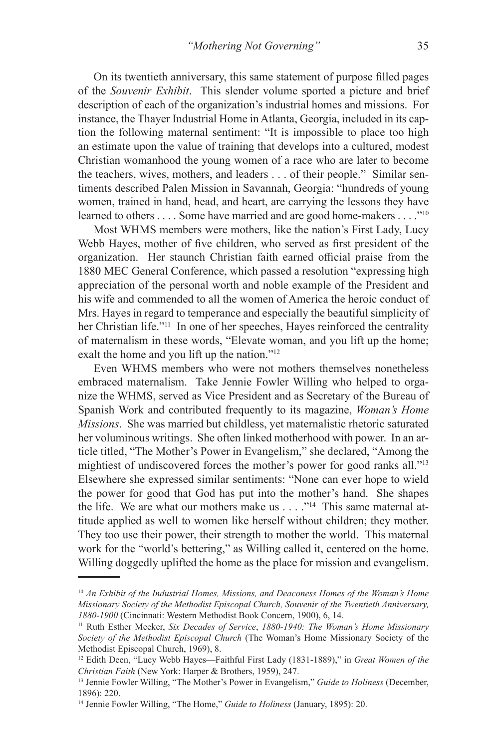On its twentieth anniversary, this same statement of purpose filled pages of the *Souvenir Exhibit*. This slender volume sported a picture and brief description of each of the organization's industrial homes and missions. For instance, the Thayer Industrial Home in Atlanta, Georgia, included in its caption the following maternal sentiment: "It is impossible to place too high an estimate upon the value of training that develops into a cultured, modest Christian womanhood the young women of a race who are later to become the teachers, wives, mothers, and leaders . . . of their people." Similar sentiments described Palen Mission in Savannah, Georgia: "hundreds of young women, trained in hand, head, and heart, are carrying the lessons they have learned to others . . . . Some have married and are good home-makers . . . ."[10]

Most WHMS members were mothers, like the nation's First Lady, Lucy Webb Hayes, mother of five children, who served as first president of the organization. Her staunch Christian faith earned official praise from the 1880 MEC General Conference, which passed a resolution "expressing high appreciation of the personal worth and noble example of the President and his wife and commended to all the women of America the heroic conduct of Mrs. Hayes in regard to temperance and especially the beautiful simplicity of her Christian life."[11] In one of her speeches, Hayes reinforced the centrality of maternalism in these words, "Elevate woman, and you lift up the home; exalt the home and you lift up the nation."[12]

Even WHMS members who were not mothers themselves nonetheless embraced maternalism. Take Jennie Fowler Willing who helped to organize the WHMS, served as Vice President and as Secretary of the Bureau of Spanish Work and contributed frequently to its magazine, *Woman's Home Missions*. She was married but childless, yet maternalistic rhetoric saturated her voluminous writings. She often linked motherhood with power. In an article titled, "The Mother's Power in Evangelism," she declared, "Among the mightiest of undiscovered forces the mother's power for good ranks all."[13] Elsewhere she expressed similar sentiments: "None can ever hope to wield the power for good that God has put into the mother's hand. She shapes the life. We are what our mothers make us . . . ."[14] This same maternal attitude applied as well to women like herself without children; they mother. They too use their power, their strength to mother the world. This maternal work for the "world's bettering," as Willing called it, centered on the home. Willing doggedly uplifted the home as the place for mission and evangelism.

---

[10] *An Exhibit of the Industrial Homes, Missions, and Deaconess Homes of the Woman's Home Missionary Society of the Methodist Episcopal Church, Souvenir of the Twentieth Anniversary, 1880-1900* (Cincinnati: Western Methodist Book Concern, 1900), 6, 14.

[11] Ruth Esther Meeker, *Six Decades of Service*, *1880-1940: The Woman's Home Missionary Society of the Methodist Episcopal Church* (The Woman's Home Missionary Society of the Methodist Episcopal Church, 1969), 8.

[12] Edith Deen, "Lucy Webb Hayes—Faithful First Lady (1831-1889)," in *Great Women of the Christian Faith* (New York: Harper & Brothers, 1959), 247.

[13] Jennie Fowler Willing, "The Mother's Power in Evangelism," *Guide to Holiness* (December, 1896): 220.

[14] Jennie Fowler Willing, "The Home," *Guide to Holiness* (January, 1895): 20.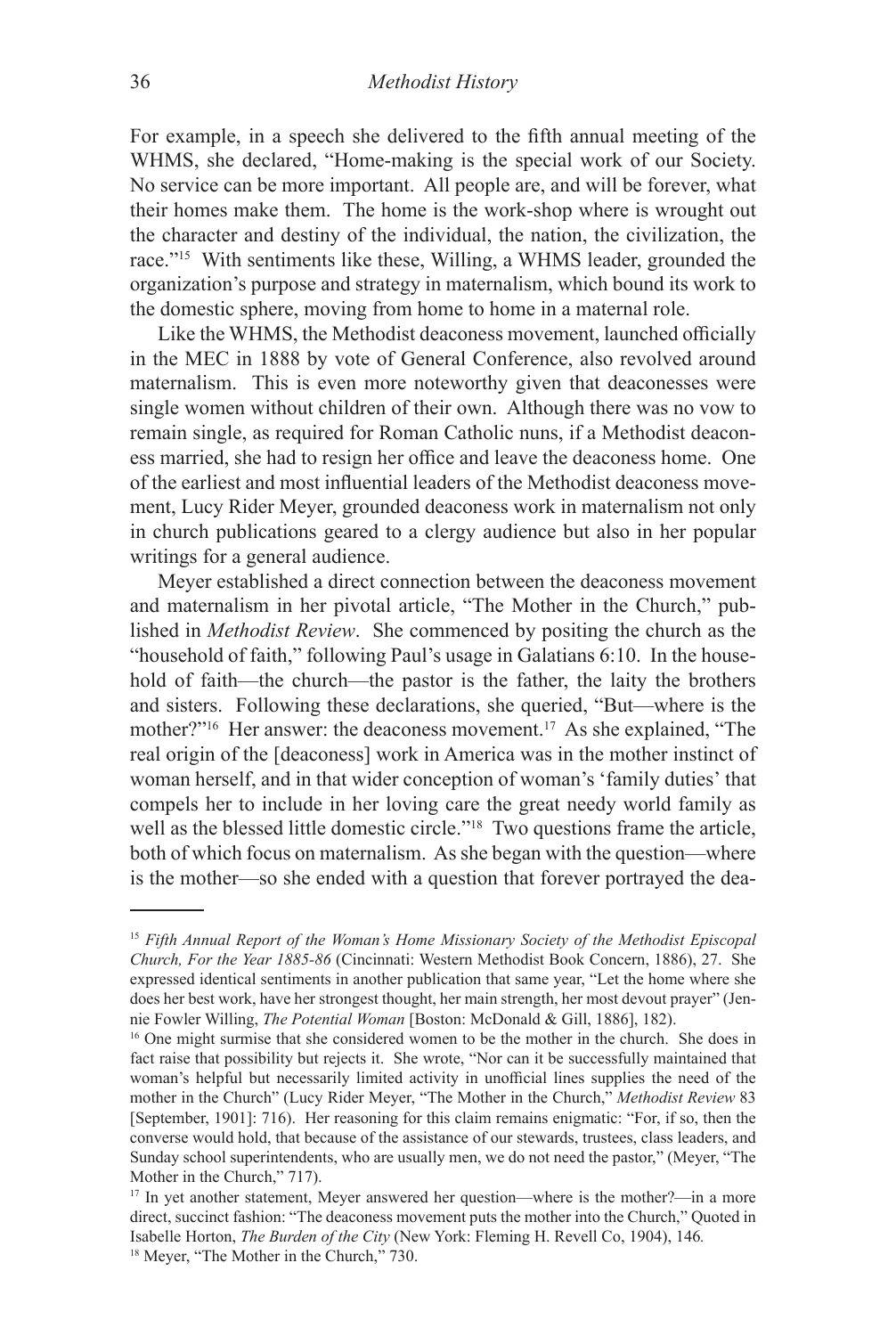For example, in a speech she delivered to the fifth annual meeting of the WHMS, she declared, "Home-making is the special work of our Society. No service can be more important. All people are, and will be forever, what their homes make them. The home is the work-shop where is wrought out the character and destiny of the individual, the nation, the civilization, the race."[15] With sentiments like these, Willing, a WHMS leader, grounded the organization's purpose and strategy in maternalism, which bound its work to the domestic sphere, moving from home to home in a maternal role.

Like the WHMS, the Methodist deaconess movement, launched officially in the MEC in 1888 by vote of General Conference, also revolved around maternalism. This is even more noteworthy given that deaconesses were single women without children of their own. Although there was no vow to remain single, as required for Roman Catholic nuns, if a Methodist deaconess married, she had to resign her office and leave the deaconess home. One of the earliest and most influential leaders of the Methodist deaconess movement, Lucy Rider Meyer, grounded deaconess work in maternalism not only in church publications geared to a clergy audience but also in her popular writings for a general audience.

Meyer established a direct connection between the deaconess movement and maternalism in her pivotal article, "The Mother in the Church," published in *Methodist Review*. She commenced by positing the church as the "household of faith," following Paul's usage in Galatians 6:10. In the household of faith—the church—the pastor is the father, the laity the brothers and sisters. Following these declarations, she queried, "But—where is the mother?"[16] Her answer: the deaconess movement.[17] As she explained, "The real origin of the [deaconess] work in America was in the mother instinct of woman herself, and in that wider conception of woman's 'family duties' that compels her to include in her loving care the great needy world family as well as the blessed little domestic circle."[18] Two questions frame the article, both of which focus on maternalism. As she began with the question—where is the mother—so she ended with a question that forever portrayed the dea-

---

[15] *Fifth Annual Report of the Woman's Home Missionary Society of the Methodist Episcopal Church, For the Year 1885-86* (Cincinnati: Western Methodist Book Concern, 1886), 27. She expressed identical sentiments in another publication that same year, "Let the home where she does her best work, have her strongest thought, her main strength, her most devout prayer" (Jennie Fowler Willing, *The Potential Woman* [Boston: McDonald & Gill, 1886], 182).

[16] One might surmise that she considered women to be the mother in the church. She does in fact raise that possibility but rejects it. She wrote, "Nor can it be successfully maintained that woman's helpful but necessarily limited activity in unofficial lines supplies the need of the mother in the Church" (Lucy Rider Meyer, "The Mother in the Church," *Methodist Review* 83 [September, 1901]: 716). Her reasoning for this claim remains enigmatic: "For, if so, then the converse would hold, that because of the assistance of our stewards, trustees, class leaders, and Sunday school superintendents, who are usually men, we do not need the pastor," (Meyer, "The Mother in the Church," 717).

[17] In yet another statement, Meyer answered her question—where is the mother?—in a more direct, succinct fashion: "The deaconess movement puts the mother into the Church," Quoted in Isabelle Horton, *The Burden of the City* (New York: Fleming H. Revell Co, 1904), 146.

[18] Meyer, "The Mother in the Church," 730.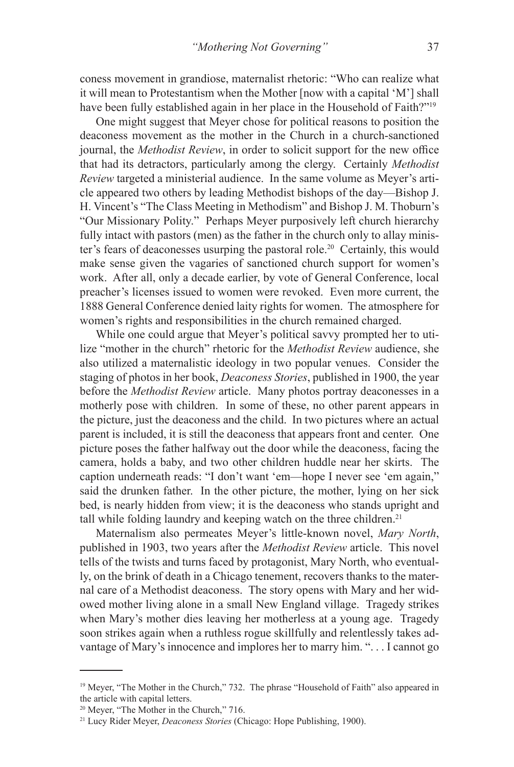coness movement in grandiose, maternalist rhetoric: "Who can realize what it will mean to Protestantism when the Mother [now with a capital 'M'] shall have been fully established again in her place in the Household of Faith?"[19]

One might suggest that Meyer chose for political reasons to position the deaconess movement as the mother in the Church in a church-sanctioned journal, the *Methodist Review*, in order to solicit support for the new office that had its detractors, particularly among the clergy. Certainly *Methodist Review* targeted a ministerial audience. In the same volume as Meyer's article appeared two others by leading Methodist bishops of the day—Bishop J. H. Vincent's "The Class Meeting in Methodism" and Bishop J. M. Thoburn's "Our Missionary Polity." Perhaps Meyer purposively left church hierarchy fully intact with pastors (men) as the father in the church only to allay minister's fears of deaconesses usurping the pastoral role.[20] Certainly, this would make sense given the vagaries of sanctioned church support for women's work. After all, only a decade earlier, by vote of General Conference, local preacher's licenses issued to women were revoked. Even more current, the 1888 General Conference denied laity rights for women. The atmosphere for women's rights and responsibilities in the church remained charged.

While one could argue that Meyer's political savvy prompted her to utilize "mother in the church" rhetoric for the *Methodist Review* audience, she also utilized a maternalistic ideology in two popular venues. Consider the staging of photos in her book, *Deaconess Stories*, published in 1900, the year before the *Methodist Review* article. Many photos portray deaconesses in a motherly pose with children. In some of these, no other parent appears in the picture, just the deaconess and the child. In two pictures where an actual parent is included, it is still the deaconess that appears front and center. One picture poses the father halfway out the door while the deaconess, facing the camera, holds a baby, and two other children huddle near her skirts. The caption underneath reads: "I don't want 'em—hope I never see 'em again," said the drunken father. In the other picture, the mother, lying on her sick bed, is nearly hidden from view; it is the deaconess who stands upright and tall while folding laundry and keeping watch on the three children.[21]

Maternalism also permeates Meyer's little-known novel, *Mary North*, published in 1903, two years after the *Methodist Review* article. This novel tells of the twists and turns faced by protagonist, Mary North, who eventually, on the brink of death in a Chicago tenement, recovers thanks to the maternal care of a Methodist deaconess. The story opens with Mary and her widowed mother living alone in a small New England village. Tragedy strikes when Mary's mother dies leaving her motherless at a young age. Tragedy soon strikes again when a ruthless rogue skillfully and relentlessly takes advantage of Mary's innocence and implores her to marry him. ". . . I cannot go

---

[19] Meyer, "The Mother in the Church," 732. The phrase "Household of Faith" also appeared in the article with capital letters.

[20] Meyer, "The Mother in the Church," 716.

[21] Lucy Rider Meyer, *Deaconess Stories* (Chicago: Hope Publishing, 1900).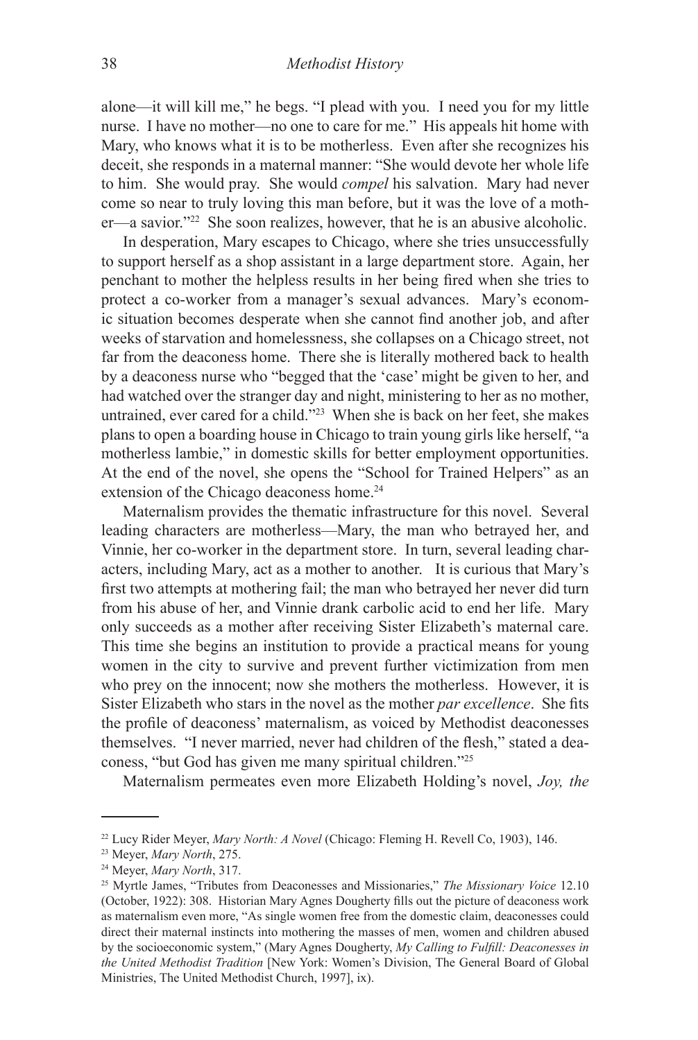alone—it will kill me," he begs. "I plead with you. I need you for my little nurse. I have no mother—no one to care for me." His appeals hit home with Mary, who knows what it is to be motherless. Even after she recognizes his deceit, she responds in a maternal manner: "She would devote her whole life to him. She would pray. She would *compel* his salvation. Mary had never come so near to truly loving this man before, but it was the love of a mother—a savior."[22] She soon realizes, however, that he is an abusive alcoholic.

In desperation, Mary escapes to Chicago, where she tries unsuccessfully to support herself as a shop assistant in a large department store. Again, her penchant to mother the helpless results in her being fired when she tries to protect a co-worker from a manager's sexual advances. Mary's economic situation becomes desperate when she cannot find another job, and after weeks of starvation and homelessness, she collapses on a Chicago street, not far from the deaconess home. There she is literally mothered back to health by a deaconess nurse who "begged that the 'case' might be given to her, and had watched over the stranger day and night, ministering to her as no mother, untrained, ever cared for a child."[23] When she is back on her feet, she makes plans to open a boarding house in Chicago to train young girls like herself, "a motherless lambie," in domestic skills for better employment opportunities. At the end of the novel, she opens the "School for Trained Helpers" as an extension of the Chicago deaconess home.[24]

Maternalism provides the thematic infrastructure for this novel. Several leading characters are motherless—Mary, the man who betrayed her, and Vinnie, her co-worker in the department store. In turn, several leading characters, including Mary, act as a mother to another. It is curious that Mary's first two attempts at mothering fail; the man who betrayed her never did turn from his abuse of her, and Vinnie drank carbolic acid to end her life. Mary only succeeds as a mother after receiving Sister Elizabeth's maternal care. This time she begins an institution to provide a practical means for young women in the city to survive and prevent further victimization from men who prey on the innocent; now she mothers the motherless. However, it is Sister Elizabeth who stars in the novel as the mother *par excellence*. She fits the profile of deaconess' maternalism, as voiced by Methodist deaconesses themselves. "I never married, never had children of the flesh," stated a deaconess, "but God has given me many spiritual children."[25]

Maternalism permeates even more Elizabeth Holding's novel, *Joy, the*

---

[22] Lucy Rider Meyer, *Mary North: A Novel* (Chicago: Fleming H. Revell Co, 1903), 146.

[23] Meyer, *Mary North*, 275.

[24] Meyer, *Mary North*, 317.

[25] Myrtle James, "Tributes from Deaconesses and Missionaries," *The Missionary Voice* 12.10 (October, 1922): 308. Historian Mary Agnes Dougherty fills out the picture of deaconess work as maternalism even more, "As single women free from the domestic claim, deaconesses could direct their maternal instincts into mothering the masses of men, women and children abused by the socioeconomic system," (Mary Agnes Dougherty, *My Calling to Fulfill: Deaconesses in the United Methodist Tradition* [New York: Women's Division, The General Board of Global Ministries, The United Methodist Church, 1997], ix).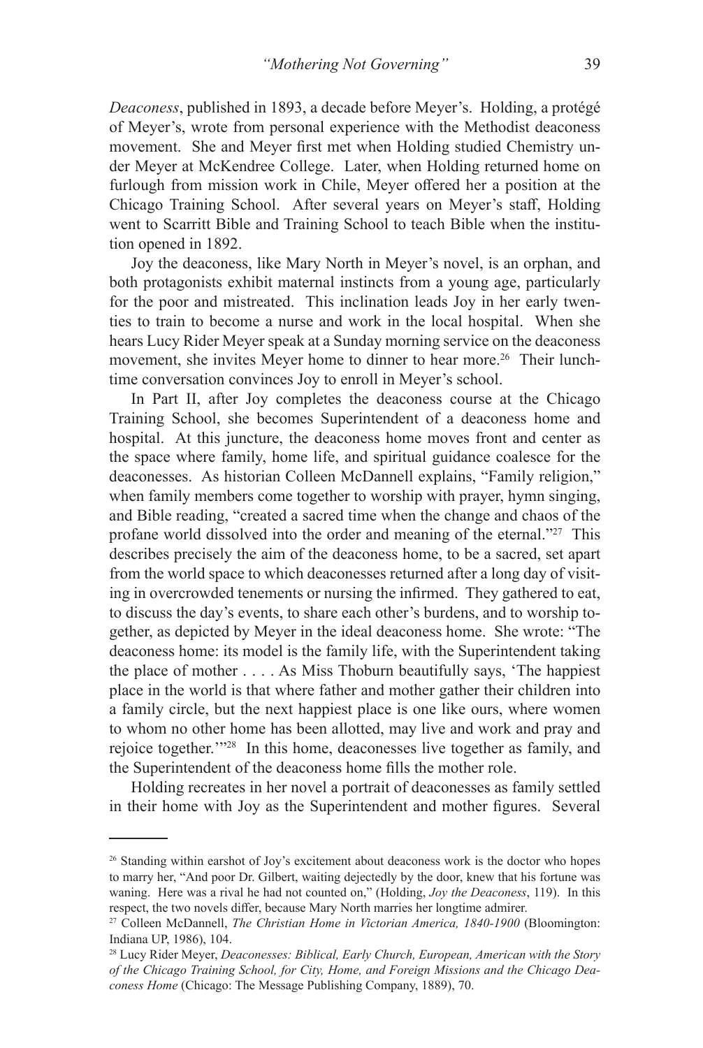*Deaconess*, published in 1893, a decade before Meyer's. Holding, a protégé of Meyer's, wrote from personal experience with the Methodist deaconess movement. She and Meyer first met when Holding studied Chemistry under Meyer at McKendree College. Later, when Holding returned home on furlough from mission work in Chile, Meyer offered her a position at the Chicago Training School. After several years on Meyer's staff, Holding went to Scarritt Bible and Training School to teach Bible when the institution opened in 1892.

Joy the deaconess, like Mary North in Meyer's novel, is an orphan, and both protagonists exhibit maternal instincts from a young age, particularly for the poor and mistreated. This inclination leads Joy in her early twenties to train to become a nurse and work in the local hospital. When she hears Lucy Rider Meyer speak at a Sunday morning service on the deaconess movement, she invites Meyer home to dinner to hear more.[26] Their lunchtime conversation convinces Joy to enroll in Meyer's school.

In Part II, after Joy completes the deaconess course at the Chicago Training School, she becomes Superintendent of a deaconess home and hospital. At this juncture, the deaconess home moves front and center as the space where family, home life, and spiritual guidance coalesce for the deaconesses. As historian Colleen McDannell explains, "Family religion," when family members come together to worship with prayer, hymn singing, and Bible reading, "created a sacred time when the change and chaos of the profane world dissolved into the order and meaning of the eternal."[27] This describes precisely the aim of the deaconess home, to be a sacred, set apart from the world space to which deaconesses returned after a long day of visiting in overcrowded tenements or nursing the infirmed. They gathered to eat, to discuss the day's events, to share each other's burdens, and to worship together, as depicted by Meyer in the ideal deaconess home. She wrote: "The deaconess home: its model is the family life, with the Superintendent taking the place of mother . . . . As Miss Thoburn beautifully says, 'The happiest place in the world is that where father and mother gather their children into a family circle, but the next happiest place is one like ours, where women to whom no other home has been allotted, may live and work and pray and rejoice together.'"[28] In this home, deaconesses live together as family, and the Superintendent of the deaconess home fills the mother role.

Holding recreates in her novel a portrait of deaconesses as family settled in their home with Joy as the Superintendent and mother figures. Several

---

[26] Standing within earshot of Joy's excitement about deaconess work is the doctor who hopes to marry her, "And poor Dr. Gilbert, waiting dejectedly by the door, knew that his fortune was waning. Here was a rival he had not counted on," (Holding, *Joy the Deaconess*, 119). In this respect, the two novels differ, because Mary North marries her longtime admirer.

[27] Colleen McDannell, *The Christian Home in Victorian America, 1840-1900* (Bloomington: Indiana UP, 1986), 104.

[28] Lucy Rider Meyer, *Deaconesses: Biblical, Early Church, European, American with the Story of the Chicago Training School, for City, Home, and Foreign Missions and the Chicago Deaconess Home* (Chicago: The Message Publishing Company, 1889), 70.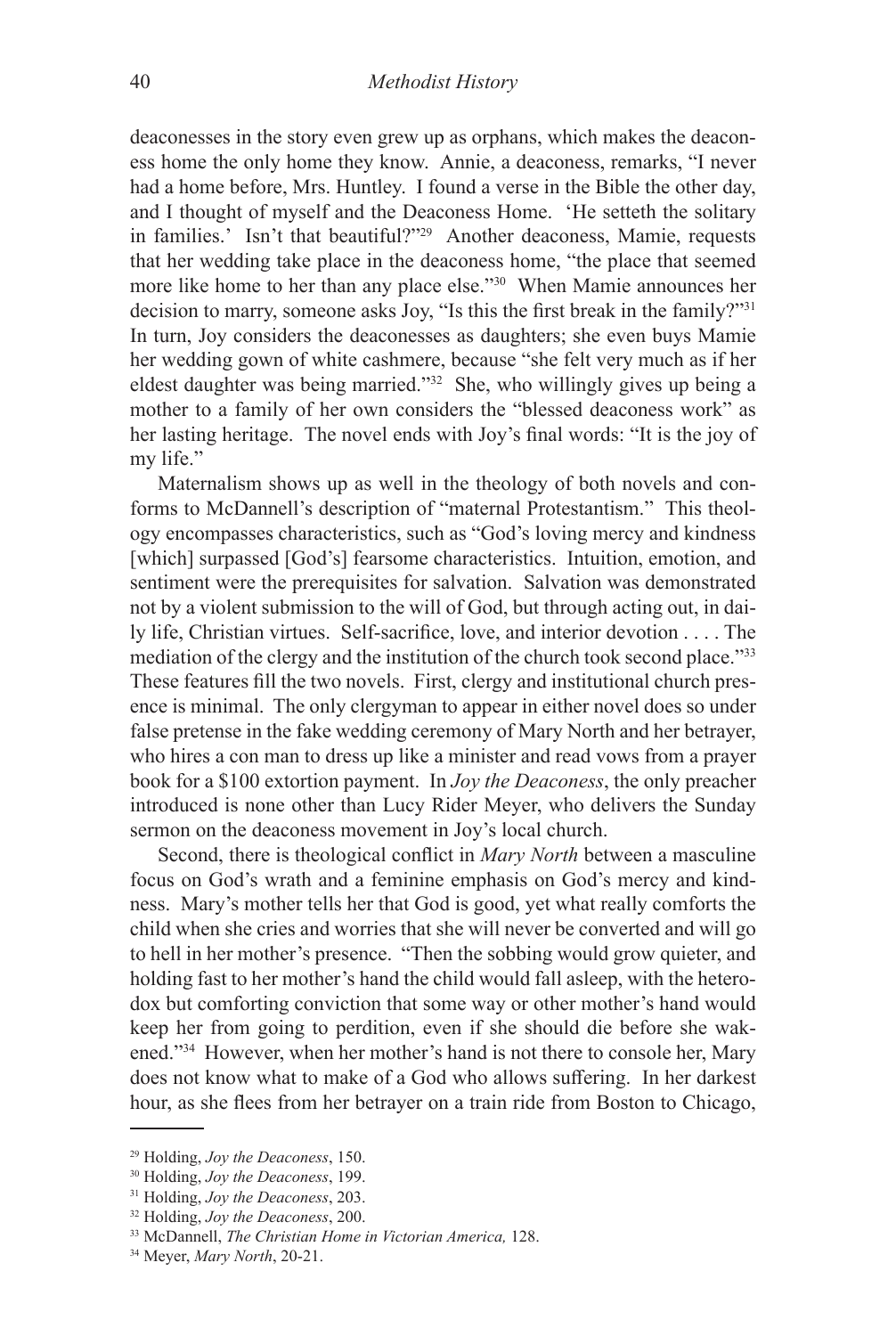deaconesses in the story even grew up as orphans, which makes the deaconess home the only home they know. Annie, a deaconess, remarks, "I never had a home before, Mrs. Huntley. I found a verse in the Bible the other day, and I thought of myself and the Deaconess Home. 'He setteth the solitary in families.' Isn't that beautiful?"[29] Another deaconess, Mamie, requests that her wedding take place in the deaconess home, "the place that seemed more like home to her than any place else."[30] When Mamie announces her decision to marry, someone asks Joy, "Is this the first break in the family?"[31] In turn, Joy considers the deaconesses as daughters; she even buys Mamie her wedding gown of white cashmere, because "she felt very much as if her eldest daughter was being married."[32] She, who willingly gives up being a mother to a family of her own considers the "blessed deaconess work" as her lasting heritage. The novel ends with Joy's final words: "It is the joy of my life."

Maternalism shows up as well in the theology of both novels and conforms to McDannell's description of "maternal Protestantism." This theology encompasses characteristics, such as "God's loving mercy and kindness [which] surpassed [God's] fearsome characteristics. Intuition, emotion, and sentiment were the prerequisites for salvation. Salvation was demonstrated not by a violent submission to the will of God, but through acting out, in daily life, Christian virtues. Self-sacrifice, love, and interior devotion . . . . The mediation of the clergy and the institution of the church took second place."[33] These features fill the two novels. First, clergy and institutional church presence is minimal. The only clergyman to appear in either novel does so under false pretense in the fake wedding ceremony of Mary North and her betrayer, who hires a con man to dress up like a minister and read vows from a prayer book for a $100 extortion payment. In *Joy the Deaconess*, the only preacher introduced is none other than Lucy Rider Meyer, who delivers the Sunday sermon on the deaconess movement in Joy's local church.

Second, there is theological conflict in *Mary North* between a masculine focus on God's wrath and a feminine emphasis on God's mercy and kindness. Mary's mother tells her that God is good, yet what really comforts the child when she cries and worries that she will never be converted and will go to hell in her mother's presence. "Then the sobbing would grow quieter, and holding fast to her mother's hand the child would fall asleep, with the heterodox but comforting conviction that some way or other mother's hand would keep her from going to perdition, even if she should die before she wakened."[34] However, when her mother's hand is not there to console her, Mary does not know what to make of a God who allows suffering. In her darkest hour, as she flees from her betrayer on a train ride from Boston to Chicago,

[29] Holding, *Joy the Deaconess*, 150.
[30] Holding, *Joy the Deaconess*, 199.
[31] Holding, *Joy the Deaconess*, 203.
[32] Holding, *Joy the Deaconess*, 200.
[33] McDannell, *The Christian Home in Victorian America,* 128.
[34] Meyer, *Mary North*, 20-21.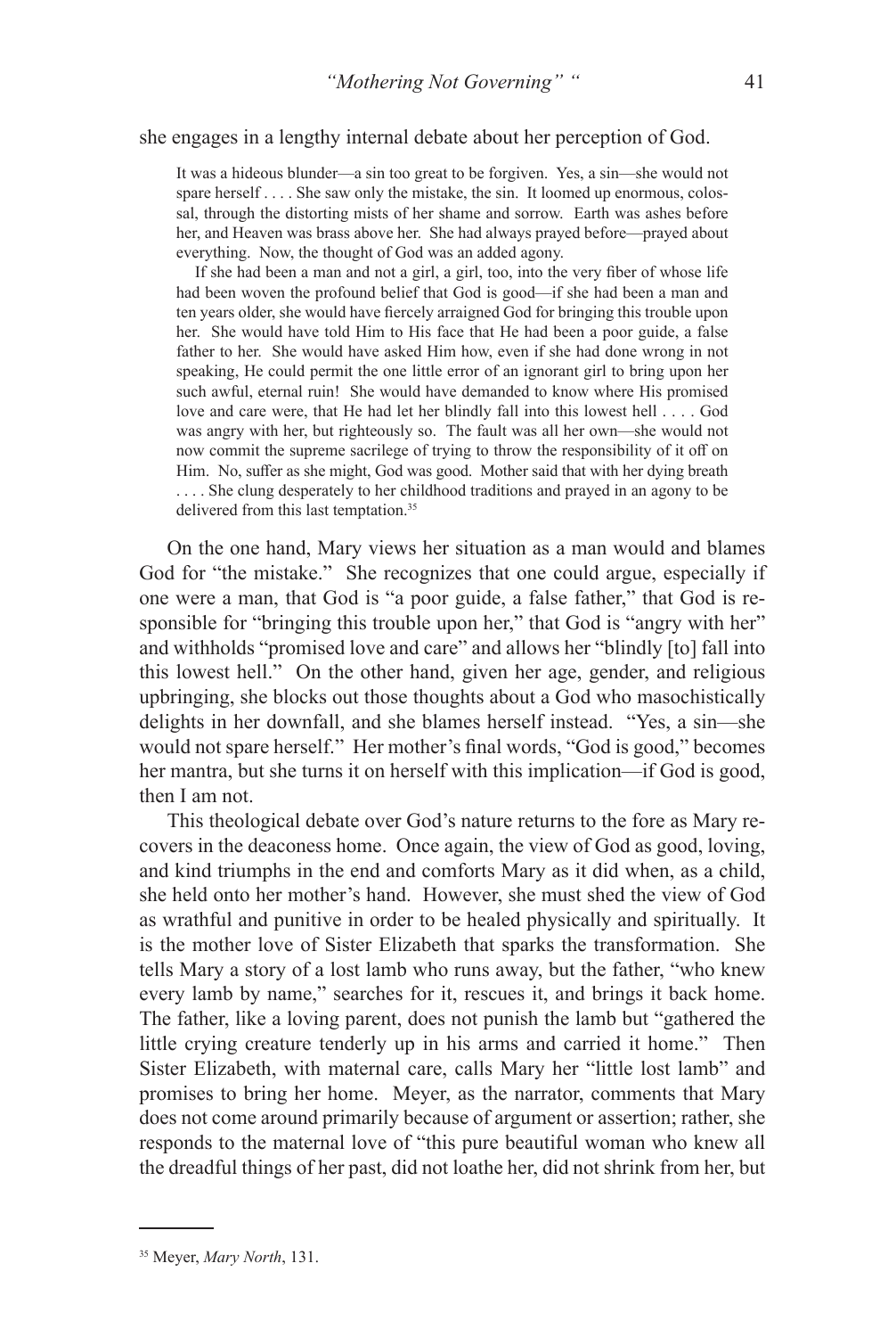she engages in a lengthy internal debate about her perception of God.

> It was a hideous blunder—a sin too great to be forgiven. Yes, a sin—she would not spare herself . . . . She saw only the mistake, the sin. It loomed up enormous, colossal, through the distorting mists of her shame and sorrow. Earth was ashes before her, and Heaven was brass above her. She had always prayed before—prayed about everything. Now, the thought of God was an added agony.
>
> If she had been a man and not a girl, a girl, too, into the very fiber of whose life had been woven the profound belief that God is good—if she had been a man and ten years older, she would have fiercely arraigned God for bringing this trouble upon her. She would have told Him to His face that He had been a poor guide, a false father to her. She would have asked Him how, even if she had done wrong in not speaking, He could permit the one little error of an ignorant girl to bring upon her such awful, eternal ruin! She would have demanded to know where His promised love and care were, that He had let her blindly fall into this lowest hell . . . . God was angry with her, but righteously so. The fault was all her own—she would not now commit the supreme sacrilege of trying to throw the responsibility of it off on Him. No, suffer as she might, God was good. Mother said that with her dying breath . . . . She clung desperately to her childhood traditions and prayed in an agony to be delivered from this last temptation.[35]

On the one hand, Mary views her situation as a man would and blames God for "the mistake." She recognizes that one could argue, especially if one were a man, that God is "a poor guide, a false father," that God is responsible for "bringing this trouble upon her," that God is "angry with her" and withholds "promised love and care" and allows her "blindly [to] fall into this lowest hell." On the other hand, given her age, gender, and religious upbringing, she blocks out those thoughts about a God who masochistically delights in her downfall, and she blames herself instead. "Yes, a sin—she would not spare herself." Her mother's final words, "God is good," becomes her mantra, but she turns it on herself with this implication—if God is good, then I am not.

This theological debate over God's nature returns to the fore as Mary recovers in the deaconess home. Once again, the view of God as good, loving, and kind triumphs in the end and comforts Mary as it did when, as a child, she held onto her mother's hand. However, she must shed the view of God as wrathful and punitive in order to be healed physically and spiritually. It is the mother love of Sister Elizabeth that sparks the transformation. She tells Mary a story of a lost lamb who runs away, but the father, "who knew every lamb by name," searches for it, rescues it, and brings it back home. The father, like a loving parent, does not punish the lamb but "gathered the little crying creature tenderly up in his arms and carried it home." Then Sister Elizabeth, with maternal care, calls Mary her "little lost lamb" and promises to bring her home. Meyer, as the narrator, comments that Mary does not come around primarily because of argument or assertion; rather, she responds to the maternal love of "this pure beautiful woman who knew all the dreadful things of her past, did not loathe her, did not shrink from her, but

---

[35] Meyer, *Mary North*, 131.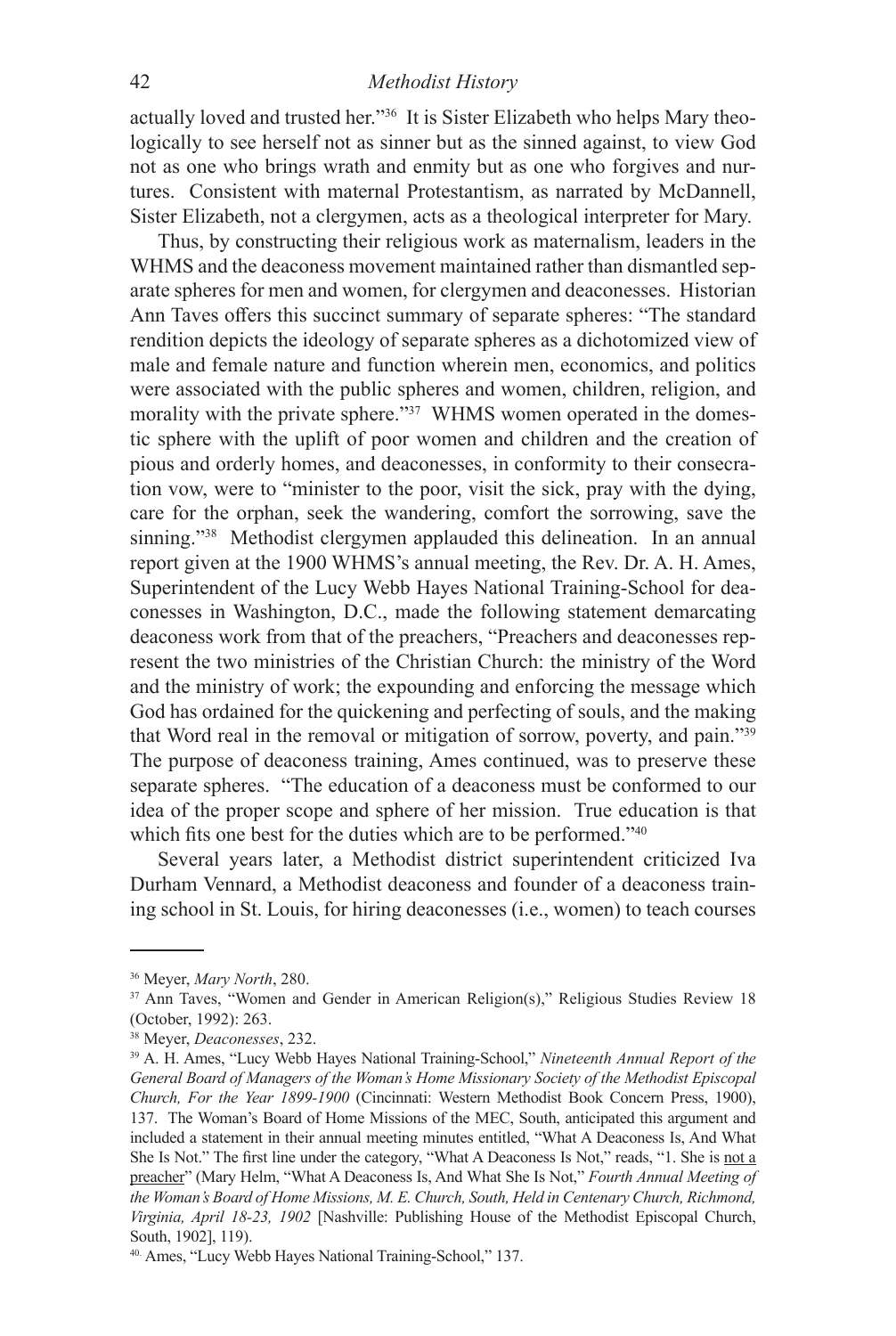actually loved and trusted her."[36] It is Sister Elizabeth who helps Mary theologically to see herself not as sinner but as the sinned against, to view God not as one who brings wrath and enmity but as one who forgives and nurtures. Consistent with maternal Protestantism, as narrated by McDannell, Sister Elizabeth, not a clergymen, acts as a theological interpreter for Mary.

Thus, by constructing their religious work as maternalism, leaders in the WHMS and the deaconess movement maintained rather than dismantled separate spheres for men and women, for clergymen and deaconesses. Historian Ann Taves offers this succinct summary of separate spheres: "The standard rendition depicts the ideology of separate spheres as a dichotomized view of male and female nature and function wherein men, economics, and politics were associated with the public spheres and women, children, religion, and morality with the private sphere."[37] WHMS women operated in the domestic sphere with the uplift of poor women and children and the creation of pious and orderly homes, and deaconesses, in conformity to their consecration vow, were to "minister to the poor, visit the sick, pray with the dying, care for the orphan, seek the wandering, comfort the sorrowing, save the sinning."[38] Methodist clergymen applauded this delineation. In an annual report given at the 1900 WHMS's annual meeting, the Rev. Dr. A. H. Ames, Superintendent of the Lucy Webb Hayes National Training-School for deaconesses in Washington, D.C., made the following statement demarcating deaconess work from that of the preachers, "Preachers and deaconesses represent the two ministries of the Christian Church: the ministry of the Word and the ministry of work; the expounding and enforcing the message which God has ordained for the quickening and perfecting of souls, and the making that Word real in the removal or mitigation of sorrow, poverty, and pain."[39] The purpose of deaconess training, Ames continued, was to preserve these separate spheres. "The education of a deaconess must be conformed to our idea of the proper scope and sphere of her mission. True education is that which fits one best for the duties which are to be performed."[40]

Several years later, a Methodist district superintendent criticized Iva Durham Vennard, a Methodist deaconess and founder of a deaconess training school in St. Louis, for hiring deaconesses (i.e., women) to teach courses

---

[36] Meyer, *Mary North*, 280.

[37] Ann Taves, "Women and Gender in American Religion(s)," Religious Studies Review 18 (October, 1992): 263.

[38] Meyer, *Deaconesses*, 232.

[39] A. H. Ames, "Lucy Webb Hayes National Training-School," *Nineteenth Annual Report of the General Board of Managers of the Woman's Home Missionary Society of the Methodist Episcopal Church, For the Year 1899-1900* (Cincinnati: Western Methodist Book Concern Press, 1900), 137. The Woman's Board of Home Missions of the MEC, South, anticipated this argument and included a statement in their annual meeting minutes entitled, "What A Deaconess Is, And What She Is Not." The first line under the category, "What A Deaconess Is Not," reads, "1. She is not a preacher" (Mary Helm, "What A Deaconess Is, And What She Is Not," *Fourth Annual Meeting of the Woman's Board of Home Missions, M. E. Church, South, Held in Centenary Church, Richmond, Virginia, April 18-23, 1902* [Nashville: Publishing House of the Methodist Episcopal Church, South, 1902], 119).

[40] Ames, "Lucy Webb Hayes National Training-School," 137.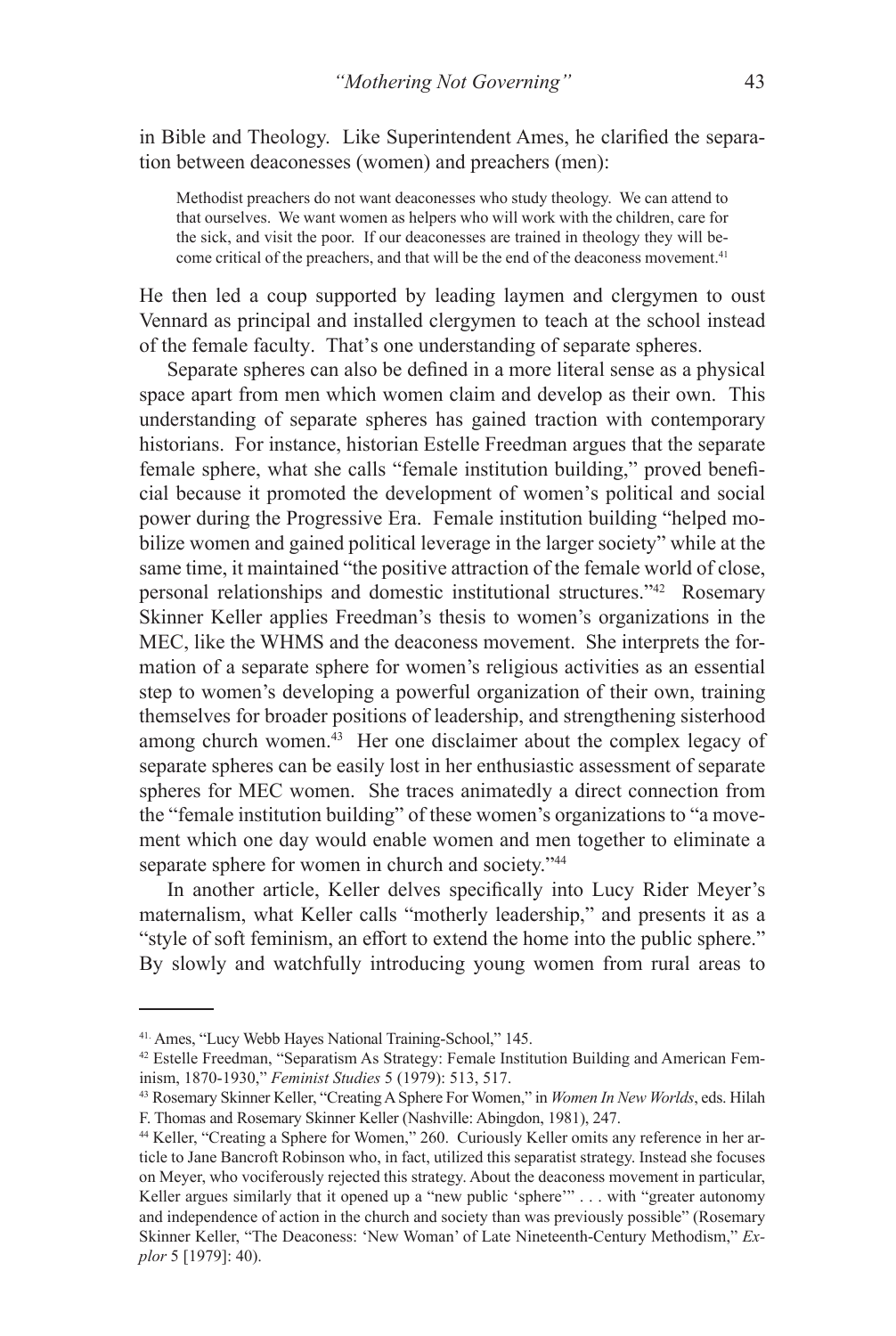in Bible and Theology. Like Superintendent Ames, he clarified the separation between deaconesses (women) and preachers (men):

> Methodist preachers do not want deaconesses who study theology. We can attend to that ourselves. We want women as helpers who will work with the children, care for the sick, and visit the poor. If our deaconesses are trained in theology they will become critical of the preachers, and that will be the end of the deaconess movement.[41]

He then led a coup supported by leading laymen and clergymen to oust Vennard as principal and installed clergymen to teach at the school instead of the female faculty. That's one understanding of separate spheres.

Separate spheres can also be defined in a more literal sense as a physical space apart from men which women claim and develop as their own. This understanding of separate spheres has gained traction with contemporary historians. For instance, historian Estelle Freedman argues that the separate female sphere, what she calls "female institution building," proved beneficial because it promoted the development of women's political and social power during the Progressive Era. Female institution building "helped mobilize women and gained political leverage in the larger society" while at the same time, it maintained "the positive attraction of the female world of close, personal relationships and domestic institutional structures."[42] Rosemary Skinner Keller applies Freedman's thesis to women's organizations in the MEC, like the WHMS and the deaconess movement. She interprets the formation of a separate sphere for women's religious activities as an essential step to women's developing a powerful organization of their own, training themselves for broader positions of leadership, and strengthening sisterhood among church women.[43] Her one disclaimer about the complex legacy of separate spheres can be easily lost in her enthusiastic assessment of separate spheres for MEC women. She traces animatedly a direct connection from the "female institution building" of these women's organizations to "a movement which one day would enable women and men together to eliminate a separate sphere for women in church and society."[44]

In another article, Keller delves specifically into Lucy Rider Meyer's maternalism, what Keller calls "motherly leadership," and presents it as a "style of soft feminism, an effort to extend the home into the public sphere." By slowly and watchfully introducing young women from rural areas to

---

41. Ames, "Lucy Webb Hayes National Training-School," 145.

42 Estelle Freedman, "Separatism As Strategy: Female Institution Building and American Feminism, 1870-1930," *Feminist Studies* 5 (1979): 513, 517.

43 Rosemary Skinner Keller, "Creating A Sphere For Women," in *Women In New Worlds*, eds. Hilah F. Thomas and Rosemary Skinner Keller (Nashville: Abingdon, 1981), 247.

44 Keller, "Creating a Sphere for Women," 260. Curiously Keller omits any reference in her article to Jane Bancroft Robinson who, in fact, utilized this separatist strategy. Instead she focuses on Meyer, who vociferously rejected this strategy. About the deaconess movement in particular, Keller argues similarly that it opened up a "new public 'sphere'" . . . with "greater autonomy and independence of action in the church and society than was previously possible" (Rosemary Skinner Keller, "The Deaconess: 'New Woman' of Late Nineteenth-Century Methodism," *Explor* 5 [1979]: 40).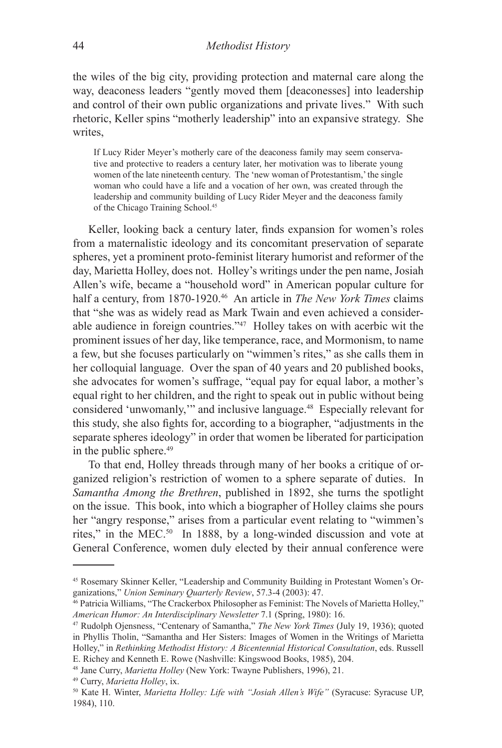the wiles of the big city, providing protection and maternal care along the way, deaconess leaders "gently moved them [deaconesses] into leadership and control of their own public organizations and private lives." With such rhetoric, Keller spins "motherly leadership" into an expansive strategy. She writes,

> If Lucy Rider Meyer's motherly care of the deaconess family may seem conservative and protective to readers a century later, her motivation was to liberate young women of the late nineteenth century. The 'new woman of Protestantism,' the single woman who could have a life and a vocation of her own, was created through the leadership and community building of Lucy Rider Meyer and the deaconess family of the Chicago Training School.[45]

Keller, looking back a century later, finds expansion for women's roles from a maternalistic ideology and its concomitant preservation of separate spheres, yet a prominent proto-feminist literary humorist and reformer of the day, Marietta Holley, does not. Holley's writings under the pen name, Josiah Allen's wife, became a "household word" in American popular culture for half a century, from 1870-1920.[46] An article in *The New York Times* claims that "she was as widely read as Mark Twain and even achieved a considerable audience in foreign countries."[47] Holley takes on with acerbic wit the prominent issues of her day, like temperance, race, and Mormonism, to name a few, but she focuses particularly on "wimmen's rites," as she calls them in her colloquial language. Over the span of 40 years and 20 published books, she advocates for women's suffrage, "equal pay for equal labor, a mother's equal right to her children, and the right to speak out in public without being considered 'unwomanly,'" and inclusive language.[48] Especially relevant for this study, she also fights for, according to a biographer, "adjustments in the separate spheres ideology" in order that women be liberated for participation in the public sphere.[49]

To that end, Holley threads through many of her books a critique of organized religion's restriction of women to a sphere separate of duties. In *Samantha Among the Brethren*, published in 1892, she turns the spotlight on the issue. This book, into which a biographer of Holley claims she pours her "angry response," arises from a particular event relating to "wimmen's rites," in the MEC.[50] In 1888, by a long-winded discussion and vote at General Conference, women duly elected by their annual conference were

---

[45] Rosemary Skinner Keller, "Leadership and Community Building in Protestant Women's Organizations," *Union Seminary Quarterly Review*, 57.3-4 (2003): 47.

[46] Patricia Williams, "The Crackerbox Philosopher as Feminist: The Novels of Marietta Holley," *American Humor: An Interdisciplinary Newsletter* 7.1 (Spring, 1980): 16.

[47] Rudolph Ojensness, "Centenary of Samantha," *The New York Times* (July 19, 1936); quoted in Phyllis Tholin, "Samantha and Her Sisters: Images of Women in the Writings of Marietta Holley," in *Rethinking Methodist History: A Bicentennial Historical Consultation*, eds. Russell E. Richey and Kenneth E. Rowe (Nashville: Kingswood Books, 1985), 204.

[48] Jane Curry, *Marietta Holley* (New York: Twayne Publishers, 1996), 21.

[49] Curry, *Marietta Holley*, ix.

[50] Kate H. Winter, *Marietta Holley: Life with "Josiah Allen's Wife"* (Syracuse: Syracuse UP, 1984), 110.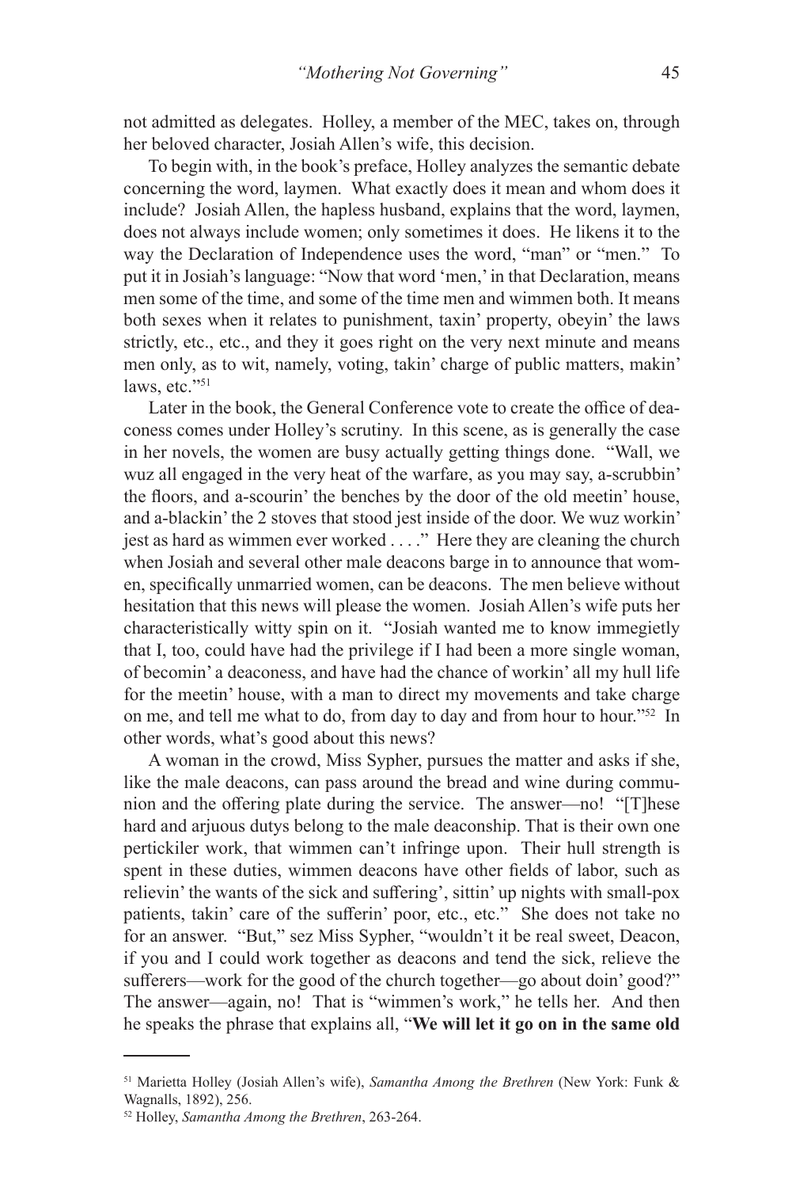not admitted as delegates. Holley, a member of the MEC, takes on, through her beloved character, Josiah Allen's wife, this decision.

To begin with, in the book's preface, Holley analyzes the semantic debate concerning the word, laymen. What exactly does it mean and whom does it include? Josiah Allen, the hapless husband, explains that the word, laymen, does not always include women; only sometimes it does. He likens it to the way the Declaration of Independence uses the word, "man" or "men." To put it in Josiah's language: "Now that word 'men,' in that Declaration, means men some of the time, and some of the time men and wimmen both. It means both sexes when it relates to punishment, taxin' property, obeyin' the laws strictly, etc., etc., and they it goes right on the very next minute and means men only, as to wit, namely, voting, takin' charge of public matters, makin' laws, etc."[51]

Later in the book, the General Conference vote to create the office of deaconess comes under Holley's scrutiny. In this scene, as is generally the case in her novels, the women are busy actually getting things done. "Wall, we wuz all engaged in the very heat of the warfare, as you may say, a-scrubbin' the floors, and a-scourin' the benches by the door of the old meetin' house, and a-blackin' the 2 stoves that stood jest inside of the door. We wuz workin' jest as hard as wimmen ever worked . . . ." Here they are cleaning the church when Josiah and several other male deacons barge in to announce that women, specifically unmarried women, can be deacons. The men believe without hesitation that this news will please the women. Josiah Allen's wife puts her characteristically witty spin on it. "Josiah wanted me to know immegietly that I, too, could have had the privilege if I had been a more single woman, of becomin' a deaconess, and have had the chance of workin' all my hull life for the meetin' house, with a man to direct my movements and take charge on me, and tell me what to do, from day to day and from hour to hour."[52] In other words, what's good about this news?

A woman in the crowd, Miss Sypher, pursues the matter and asks if she, like the male deacons, can pass around the bread and wine during communion and the offering plate during the service. The answer—no! "[T]hese hard and arjuous dutys belong to the male deaconship. That is their own one pertickiler work, that wimmen can't infringe upon. Their hull strength is spent in these duties, wimmen deacons have other fields of labor, such as relievin' the wants of the sick and suffering', sittin' up nights with small-pox patients, takin' care of the sufferin' poor, etc., etc." She does not take no for an answer. "But," sez Miss Sypher, "wouldn't it be real sweet, Deacon, if you and I could work together as deacons and tend the sick, relieve the sufferers—work for the good of the church together—go about doin' good?" The answer—again, no! That is "wimmen's work," he tells her. And then he speaks the phrase that explains all, "**We will let it go on in the same old**

---

[51] Marietta Holley (Josiah Allen's wife), *Samantha Among the Brethren* (New York: Funk & Wagnalls, 1892), 256.

[52] Holley, *Samantha Among the Brethren*, 263-264.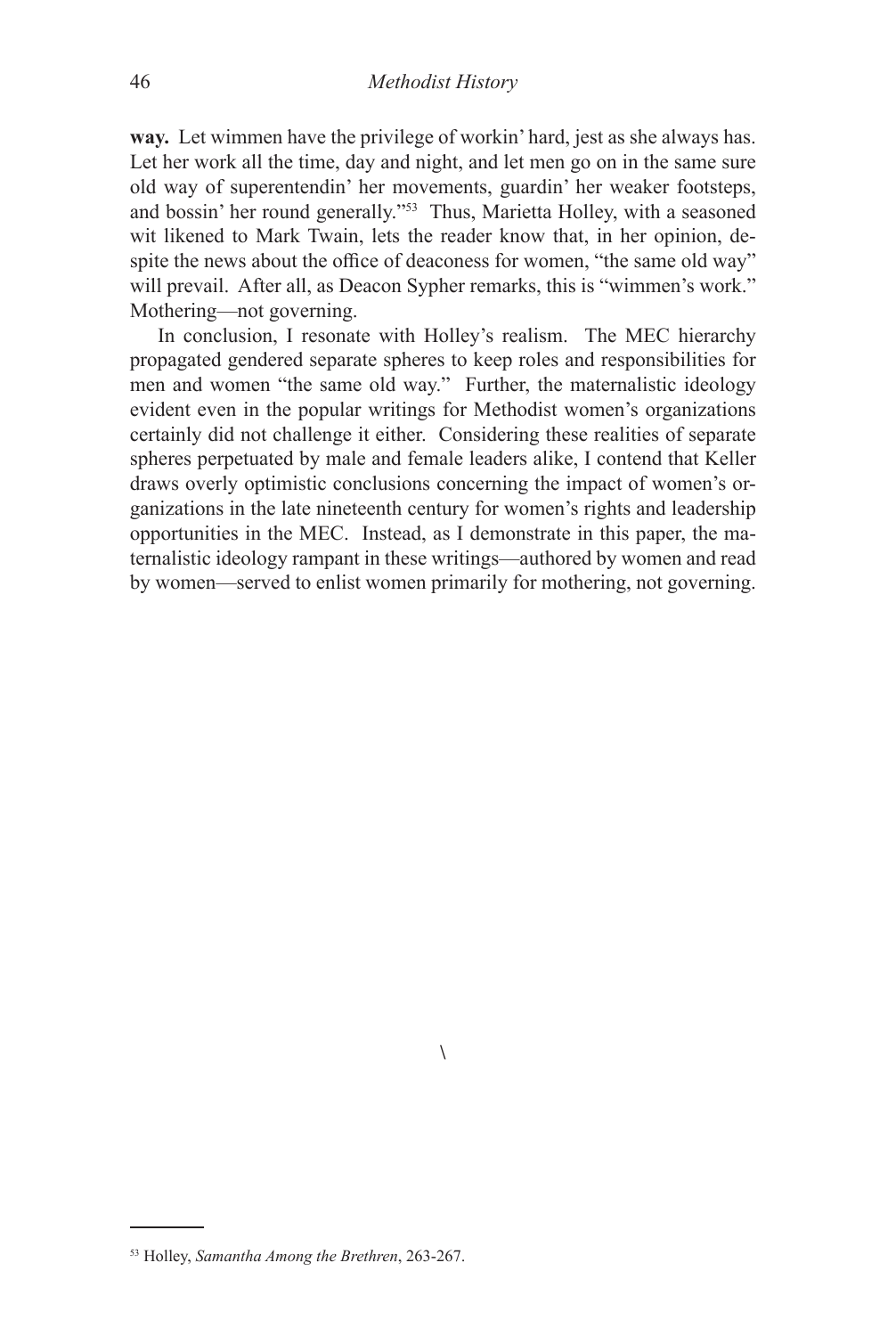**way.** Let wimmen have the privilege of workin' hard, jest as she always has. Let her work all the time, day and night, and let men go on in the same sure old way of superentendin' her movements, guardin' her weaker footsteps, and bossin' her round generally."[53] Thus, Marietta Holley, with a seasoned wit likened to Mark Twain, lets the reader know that, in her opinion, despite the news about the office of deaconess for women, "the same old way" will prevail. After all, as Deacon Sypher remarks, this is "wimmen's work." Mothering—not governing.

In conclusion, I resonate with Holley's realism. The MEC hierarchy propagated gendered separate spheres to keep roles and responsibilities for men and women "the same old way." Further, the maternalistic ideology evident even in the popular writings for Methodist women's organizations certainly did not challenge it either. Considering these realities of separate spheres perpetuated by male and female leaders alike, I contend that Keller draws overly optimistic conclusions concerning the impact of women's organizations in the late nineteenth century for women's rights and leadership opportunities in the MEC. Instead, as I demonstrate in this paper, the maternalistic ideology rampant in these writings—authored by women and read by women—served to enlist women primarily for mothering, not governing.

\

[53] Holley, *Samantha Among the Brethren*, 263-267.